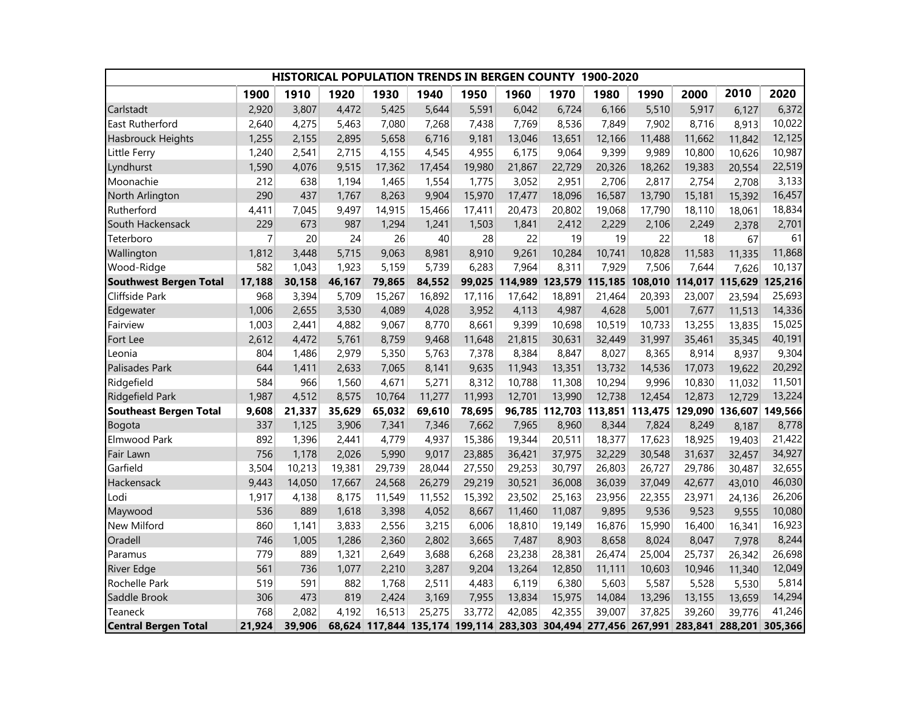| HISTORICAL POPULATION TRENDS IN BERGEN COUNTY 1900-2020 | | | | | | | | | | | | | |
|---|---|---|---|---|---|---|---|---|---|---|---|---|---|
| | **1900** | **1910** | **1920** | **1930** | **1940** | **1950** | **1960** | **1970** | **1980** | **1990** | **2000** | **2010** | **2020** |
| Carlstadt | 2,920 | 3,807 | 4,472 | 5,425 | 5,644 | 5,591 | 6,042 | 6,724 | 6,166 | 5,510 | 5,917 | 6,127 | 6,372 |
| East Rutherford | 2,640 | 4,275 | 5,463 | 7,080 | 7,268 | 7,438 | 7,769 | 8,536 | 7,849 | 7,902 | 8,716 | 8,913 | 10,022 |
| Hasbrouck Heights | 1,255 | 2,155 | 2,895 | 5,658 | 6,716 | 9,181 | 13,046 | 13,651 | 12,166 | 11,488 | 11,662 | 11,842 | 12,125 |
| Little Ferry | 1,240 | 2,541 | 2,715 | 4,155 | 4,545 | 4,955 | 6,175 | 9,064 | 9,399 | 9,989 | 10,800 | 10,626 | 10,987 |
| Lyndhurst | 1,590 | 4,076 | 9,515 | 17,362 | 17,454 | 19,980 | 21,867 | 22,729 | 20,326 | 18,262 | 19,383 | 20,554 | 22,519 |
| Moonachie | 212 | 638 | 1,194 | 1,465 | 1,554 | 1,775 | 3,052 | 2,951 | 2,706 | 2,817 | 2,754 | 2,708 | 3,133 |
| North Arlington | 290 | 437 | 1,767 | 8,263 | 9,904 | 15,970 | 17,477 | 18,096 | 16,587 | 13,790 | 15,181 | 15,392 | 16,457 |
| Rutherford | 4,411 | 7,045 | 9,497 | 14,915 | 15,466 | 17,411 | 20,473 | 20,802 | 19,068 | 17,790 | 18,110 | 18,061 | 18,834 |
| South Hackensack | 229 | 673 | 987 | 1,294 | 1,241 | 1,503 | 1,841 | 2,412 | 2,229 | 2,106 | 2,249 | 2,378 | 2,701 |
| Teterboro | 7 | 20 | 24 | 26 | 40 | 28 | 22 | 19 | 19 | 22 | 18 | 67 | 61 |
| Wallington | 1,812 | 3,448 | 5,715 | 9,063 | 8,981 | 8,910 | 9,261 | 10,284 | 10,741 | 10,828 | 11,583 | 11,335 | 11,868 |
| Wood-Ridge | 582 | 1,043 | 1,923 | 5,159 | 5,739 | 6,283 | 7,964 | 8,311 | 7,929 | 7,506 | 7,644 | 7,626 | 10,137 |
| **Southwest Bergen Total** | **17,188** | **30,158** | **46,167** | **79,865** | **84,552** | **99,025** | **114,989** | **123,579** | **115,185** | **108,010** | **114,017** | **115,629** | **125,216** |
| Cliffside Park | 968 | 3,394 | 5,709 | 15,267 | 16,892 | 17,116 | 17,642 | 18,891 | 21,464 | 20,393 | 23,007 | 23,594 | 25,693 |
| Edgewater | 1,006 | 2,655 | 3,530 | 4,089 | 4,028 | 3,952 | 4,113 | 4,987 | 4,628 | 5,001 | 7,677 | 11,513 | 14,336 |
| Fairview | 1,003 | 2,441 | 4,882 | 9,067 | 8,770 | 8,661 | 9,399 | 10,698 | 10,519 | 10,733 | 13,255 | 13,835 | 15,025 |
| Fort Lee | 2,612 | 4,472 | 5,761 | 8,759 | 9,468 | 11,648 | 21,815 | 30,631 | 32,449 | 31,997 | 35,461 | 35,345 | 40,191 |
| Leonia | 804 | 1,486 | 2,979 | 5,350 | 5,763 | 7,378 | 8,384 | 8,847 | 8,027 | 8,365 | 8,914 | 8,937 | 9,304 |
| Palisades Park | 644 | 1,411 | 2,633 | 7,065 | 8,141 | 9,635 | 11,943 | 13,351 | 13,732 | 14,536 | 17,073 | 19,622 | 20,292 |
| Ridgefield | 584 | 966 | 1,560 | 4,671 | 5,271 | 8,312 | 10,788 | 11,308 | 10,294 | 9,996 | 10,830 | 11,032 | 11,501 |
| Ridgefield Park | 1,987 | 4,512 | 8,575 | 10,764 | 11,277 | 11,993 | 12,701 | 13,990 | 12,738 | 12,454 | 12,873 | 12,729 | 13,224 |
| **Southeast Bergen Total** | **9,608** | **21,337** | **35,629** | **65,032** | **69,610** | **78,695** | **96,785** | **112,703** | **113,851** | **113,475** | **129,090** | **136,607** | **149,566** |
| Bogota | 337 | 1,125 | 3,906 | 7,341 | 7,346 | 7,662 | 7,965 | 8,960 | 8,344 | 7,824 | 8,249 | 8,187 | 8,778 |
| Elmwood Park | 892 | 1,396 | 2,441 | 4,779 | 4,937 | 15,386 | 19,344 | 20,511 | 18,377 | 17,623 | 18,925 | 19,403 | 21,422 |
| Fair Lawn | 756 | 1,178 | 2,026 | 5,990 | 9,017 | 23,885 | 36,421 | 37,975 | 32,229 | 30,548 | 31,637 | 32,457 | 34,927 |
| Garfield | 3,504 | 10,213 | 19,381 | 29,739 | 28,044 | 27,550 | 29,253 | 30,797 | 26,803 | 26,727 | 29,786 | 30,487 | 32,655 |
| Hackensack | 9,443 | 14,050 | 17,667 | 24,568 | 26,279 | 29,219 | 30,521 | 36,008 | 36,039 | 37,049 | 42,677 | 43,010 | 46,030 |
| Lodi | 1,917 | 4,138 | 8,175 | 11,549 | 11,552 | 15,392 | 23,502 | 25,163 | 23,956 | 22,355 | 23,971 | 24,136 | 26,206 |
| Maywood | 536 | 889 | 1,618 | 3,398 | 4,052 | 8,667 | 11,460 | 11,087 | 9,895 | 9,536 | 9,523 | 9,555 | 10,080 |
| New Milford | 860 | 1,141 | 3,833 | 2,556 | 3,215 | 6,006 | 18,810 | 19,149 | 16,876 | 15,990 | 16,400 | 16,341 | 16,923 |
| Oradell | 746 | 1,005 | 1,286 | 2,360 | 2,802 | 3,665 | 7,487 | 8,903 | 8,658 | 8,024 | 8,047 | 7,978 | 8,244 |
| Paramus | 779 | 889 | 1,321 | 2,649 | 3,688 | 6,268 | 23,238 | 28,381 | 26,474 | 25,004 | 25,737 | 26,342 | 26,698 |
| River Edge | 561 | 736 | 1,077 | 2,210 | 3,287 | 9,204 | 13,264 | 12,850 | 11,111 | 10,603 | 10,946 | 11,340 | 12,049 |
| Rochelle Park | 519 | 591 | 882 | 1,768 | 2,511 | 4,483 | 6,119 | 6,380 | 5,603 | 5,587 | 5,528 | 5,530 | 5,814 |
| Saddle Brook | 306 | 473 | 819 | 2,424 | 3,169 | 7,955 | 13,834 | 15,975 | 14,084 | 13,296 | 13,155 | 13,659 | 14,294 |
| Teaneck | 768 | 2,082 | 4,192 | 16,513 | 25,275 | 33,772 | 42,085 | 42,355 | 39,007 | 37,825 | 39,260 | 39,776 | 41,246 |
| **Central Bergen Total** | **21,924** | **39,906** | **68,624** | **117,844** | **135,174** | **199,114** | **283,303** | **304,494** | **277,456** | **267,991** | **283,841** | **288,201** | **305,366** |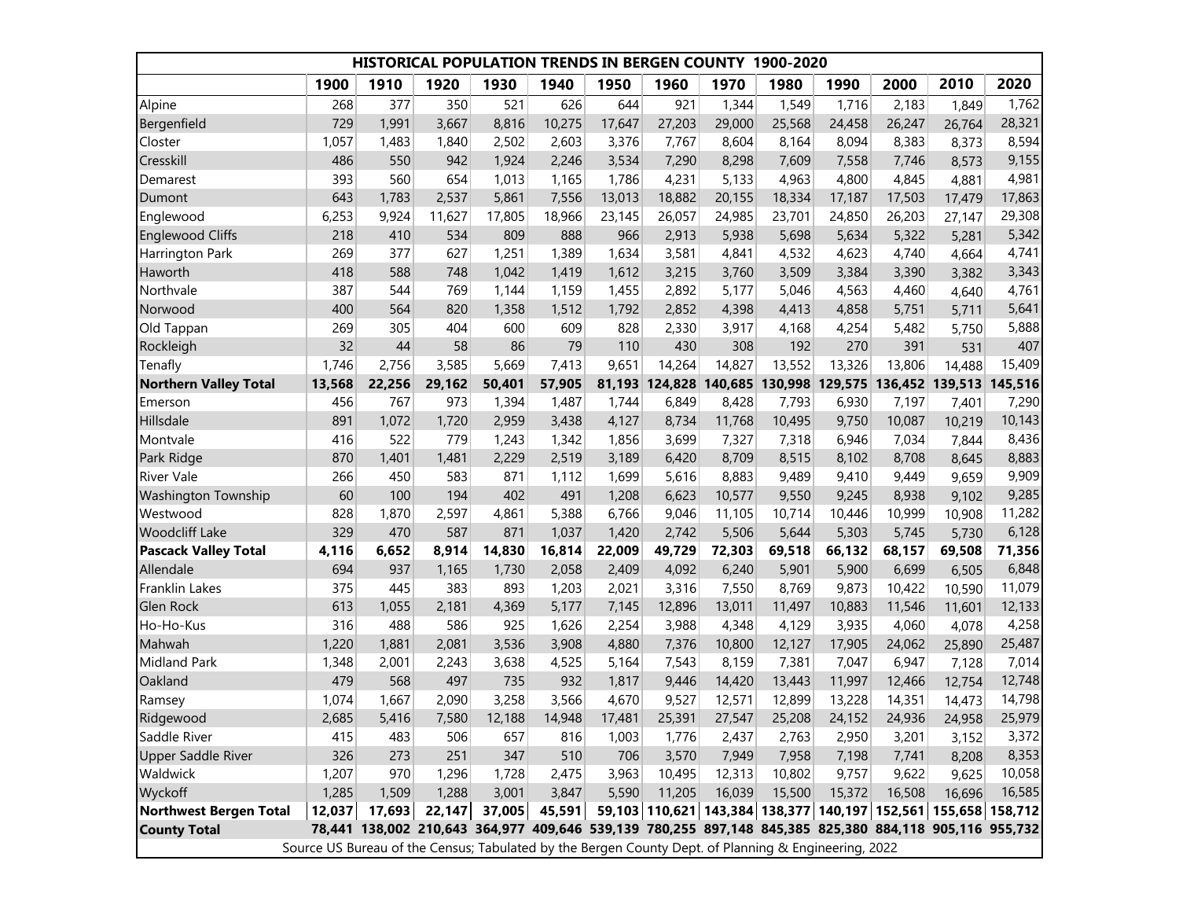| HISTORICAL POPULATION TRENDS IN BERGEN COUNTY 1900-2020 | | | | | | | | | | | | | |
|---|---|---|---|---|---|---|---|---|---|---|---|---|---|
| | **1900** | **1910** | **1920** | **1930** | **1940** | **1950** | **1960** | **1970** | **1980** | **1990** | **2000** | **2010** | **2020** |
| Alpine | 268 | 377 | 350 | 521 | 626 | 644 | 921 | 1,344 | 1,549 | 1,716 | 2,183 | 1,849 | 1,762 |
| Bergenfield | 729 | 1,991 | 3,667 | 8,816 | 10,275 | 17,647 | 27,203 | 29,000 | 25,568 | 24,458 | 26,247 | 26,764 | 28,321 |
| Closter | 1,057 | 1,483 | 1,840 | 2,502 | 2,603 | 3,376 | 7,767 | 8,604 | 8,164 | 8,094 | 8,383 | 8,373 | 8,594 |
| Cresskill | 486 | 550 | 942 | 1,924 | 2,246 | 3,534 | 7,290 | 8,298 | 7,609 | 7,558 | 7,746 | 8,573 | 9,155 |
| Demarest | 393 | 560 | 654 | 1,013 | 1,165 | 1,786 | 4,231 | 5,133 | 4,963 | 4,800 | 4,845 | 4,881 | 4,981 |
| Dumont | 643 | 1,783 | 2,537 | 5,861 | 7,556 | 13,013 | 18,882 | 20,155 | 18,334 | 17,187 | 17,503 | 17,479 | 17,863 |
| Englewood | 6,253 | 9,924 | 11,627 | 17,805 | 18,966 | 23,145 | 26,057 | 24,985 | 23,701 | 24,850 | 26,203 | 27,147 | 29,308 |
| Englewood Cliffs | 218 | 410 | 534 | 809 | 888 | 966 | 2,913 | 5,938 | 5,698 | 5,634 | 5,322 | 5,281 | 5,342 |
| Harrington Park | 269 | 377 | 627 | 1,251 | 1,389 | 1,634 | 3,581 | 4,841 | 4,532 | 4,623 | 4,740 | 4,664 | 4,741 |
| Haworth | 418 | 588 | 748 | 1,042 | 1,419 | 1,612 | 3,215 | 3,760 | 3,509 | 3,384 | 3,390 | 3,382 | 3,343 |
| Northvale | 387 | 544 | 769 | 1,144 | 1,159 | 1,455 | 2,892 | 5,177 | 5,046 | 4,563 | 4,460 | 4,640 | 4,761 |
| Norwood | 400 | 564 | 820 | 1,358 | 1,512 | 1,792 | 2,852 | 4,398 | 4,413 | 4,858 | 5,751 | 5,711 | 5,641 |
| Old Tappan | 269 | 305 | 404 | 600 | 609 | 828 | 2,330 | 3,917 | 4,168 | 4,254 | 5,482 | 5,750 | 5,888 |
| Rockleigh | 32 | 44 | 58 | 86 | 79 | 110 | 430 | 308 | 192 | 270 | 391 | 531 | 407 |
| Tenafly | 1,746 | 2,756 | 3,585 | 5,669 | 7,413 | 9,651 | 14,264 | 14,827 | 13,552 | 13,326 | 13,806 | 14,488 | 15,409 |
| **Northern Valley Total** | **13,568** | **22,256** | **29,162** | **50,401** | **57,905** | **81,193** | **124,828** | **140,685** | **130,998** | **129,575** | **136,452** | **139,513** | **145,516** |
| Emerson | 456 | 767 | 973 | 1,394 | 1,487 | 1,744 | 6,849 | 8,428 | 7,793 | 6,930 | 7,197 | 7,401 | 7,290 |
| Hillsdale | 891 | 1,072 | 1,720 | 2,959 | 3,438 | 4,127 | 8,734 | 11,768 | 10,495 | 9,750 | 10,087 | 10,219 | 10,143 |
| Montvale | 416 | 522 | 779 | 1,243 | 1,342 | 1,856 | 3,699 | 7,327 | 7,318 | 6,946 | 7,034 | 7,844 | 8,436 |
| Park Ridge | 870 | 1,401 | 1,481 | 2,229 | 2,519 | 3,189 | 6,420 | 8,709 | 8,515 | 8,102 | 8,708 | 8,645 | 8,883 |
| River Vale | 266 | 450 | 583 | 871 | 1,112 | 1,699 | 5,616 | 8,883 | 9,489 | 9,410 | 9,449 | 9,659 | 9,909 |
| Washington Township | 60 | 100 | 194 | 402 | 491 | 1,208 | 6,623 | 10,577 | 9,550 | 9,245 | 8,938 | 9,102 | 9,285 |
| Westwood | 828 | 1,870 | 2,597 | 4,861 | 5,388 | 6,766 | 9,046 | 11,105 | 10,714 | 10,446 | 10,999 | 10,908 | 11,282 |
| Woodcliff Lake | 329 | 470 | 587 | 871 | 1,037 | 1,420 | 2,742 | 5,506 | 5,644 | 5,303 | 5,745 | 5,730 | 6,128 |
| **Pascack Valley Total** | **4,116** | **6,652** | **8,914** | **14,830** | **16,814** | **22,009** | **49,729** | **72,303** | **69,518** | **66,132** | **68,157** | **69,508** | **71,356** |
| Allendale | 694 | 937 | 1,165 | 1,730 | 2,058 | 2,409 | 4,092 | 6,240 | 5,901 | 5,900 | 6,699 | 6,505 | 6,848 |
| Franklin Lakes | 375 | 445 | 383 | 893 | 1,203 | 2,021 | 3,316 | 7,550 | 8,769 | 9,873 | 10,422 | 10,590 | 11,079 |
| Glen Rock | 613 | 1,055 | 2,181 | 4,369 | 5,177 | 7,145 | 12,896 | 13,011 | 11,497 | 10,883 | 11,546 | 11,601 | 12,133 |
| Ho-Ho-Kus | 316 | 488 | 586 | 925 | 1,626 | 2,254 | 3,988 | 4,348 | 4,129 | 3,935 | 4,060 | 4,078 | 4,258 |
| Mahwah | 1,220 | 1,881 | 2,081 | 3,536 | 3,908 | 4,880 | 7,376 | 10,800 | 12,127 | 17,905 | 24,062 | 25,890 | 25,487 |
| Midland Park | 1,348 | 2,001 | 2,243 | 3,638 | 4,525 | 5,164 | 7,543 | 8,159 | 7,381 | 7,047 | 6,947 | 7,128 | 7,014 |
| Oakland | 479 | 568 | 497 | 735 | 932 | 1,817 | 9,446 | 14,420 | 13,443 | 11,997 | 12,466 | 12,754 | 12,748 |
| Ramsey | 1,074 | 1,667 | 2,090 | 3,258 | 3,566 | 4,670 | 9,527 | 12,571 | 12,899 | 13,228 | 14,351 | 14,473 | 14,798 |
| Ridgewood | 2,685 | 5,416 | 7,580 | 12,188 | 14,948 | 17,481 | 25,391 | 27,547 | 25,208 | 24,152 | 24,936 | 24,958 | 25,979 |
| Saddle River | 415 | 483 | 506 | 657 | 816 | 1,003 | 1,776 | 2,437 | 2,763 | 2,950 | 3,201 | 3,152 | 3,372 |
| Upper Saddle River | 326 | 273 | 251 | 347 | 510 | 706 | 3,570 | 7,949 | 7,958 | 7,198 | 7,741 | 8,208 | 8,353 |
| Waldwick | 1,207 | 970 | 1,296 | 1,728 | 2,475 | 3,963 | 10,495 | 12,313 | 10,802 | 9,757 | 9,622 | 9,625 | 10,058 |
| Wyckoff | 1,285 | 1,509 | 1,288 | 3,001 | 3,847 | 5,590 | 11,205 | 16,039 | 15,500 | 15,372 | 16,508 | 16,696 | 16,585 |
| **Northwest Bergen Total** | **12,037** | **17,693** | **22,147** | **37,005** | **45,591** | **59,103** | **110,621** | **143,384** | **138,377** | **140,197** | **152,561** | **155,658** | **158,712** |
| **County Total** | **78,441** | **138,002** | **210,643** | **364,977** | **409,646** | **539,139** | **780,255** | **897,148** | **845,385** | **825,380** | **884,118** | **905,116** | **955,732** |

Source US Bureau of the Census; Tabulated by the Bergen County Dept. of Planning & Engineering, 2022